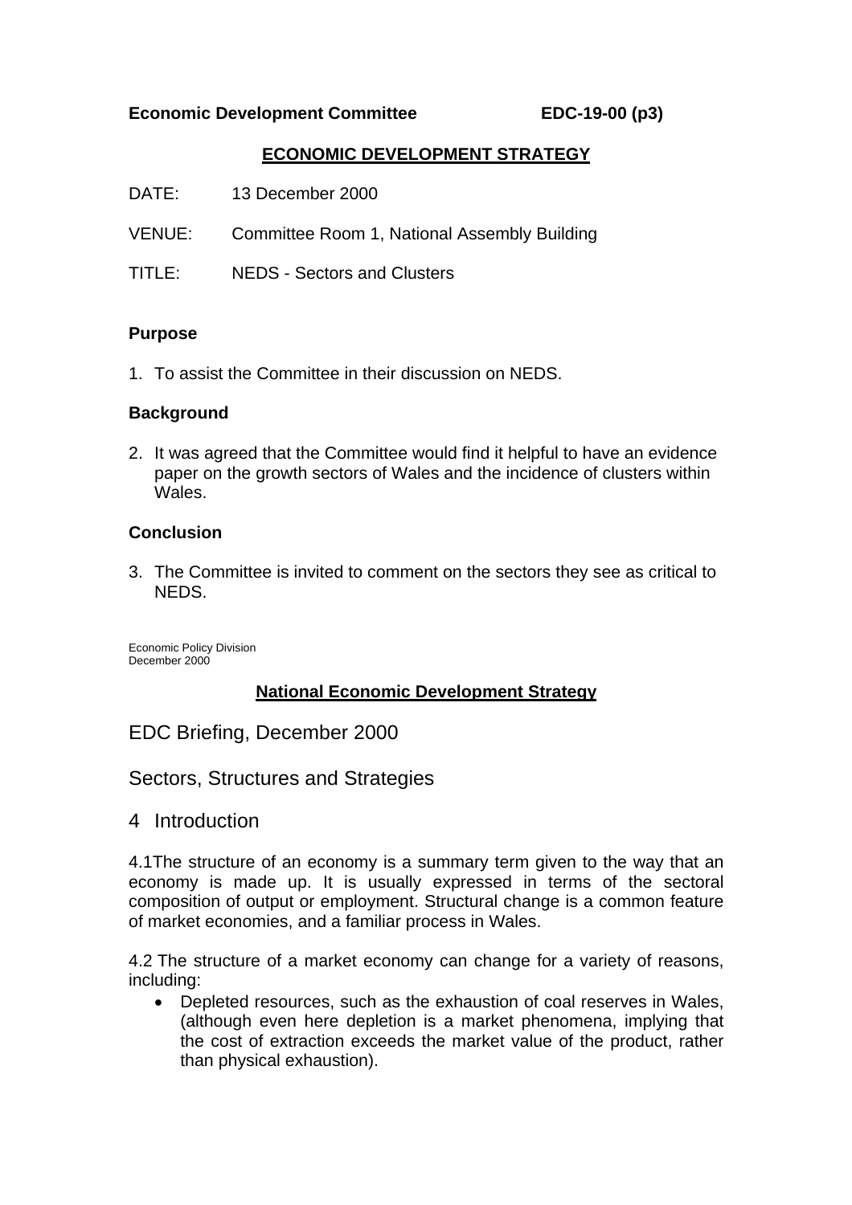**Economic Development Committee EDC-19-00 (p3)**

## ECONOMIC DEVELOPMENT STRATEGY

DATE: 13 December 2000

VENUE: Committee Room 1, National Assembly Building

TITLE: NEDS - Sectors and Clusters

### Purpose

1. To assist the Committee in their discussion on NEDS.

### Background

2. It was agreed that the Committee would find it helpful to have an evidence paper on the growth sectors of Wales and the incidence of clusters within Wales.

### Conclusion

3. The Committee is invited to comment on the sectors they see as critical to NEDS.

Economic Policy Division
December 2000

## National Economic Development Strategy

## EDC Briefing, December 2000

## Sectors, Structures and Strategies

## 4 Introduction

4.1The structure of an economy is a summary term given to the way that an economy is made up. It is usually expressed in terms of the sectoral composition of output or employment. Structural change is a common feature of market economies, and a familiar process in Wales.

4.2 The structure of a market economy can change for a variety of reasons, including:

- Depleted resources, such as the exhaustion of coal reserves in Wales, (although even here depletion is a market phenomena, implying that the cost of extraction exceeds the market value of the product, rather than physical exhaustion).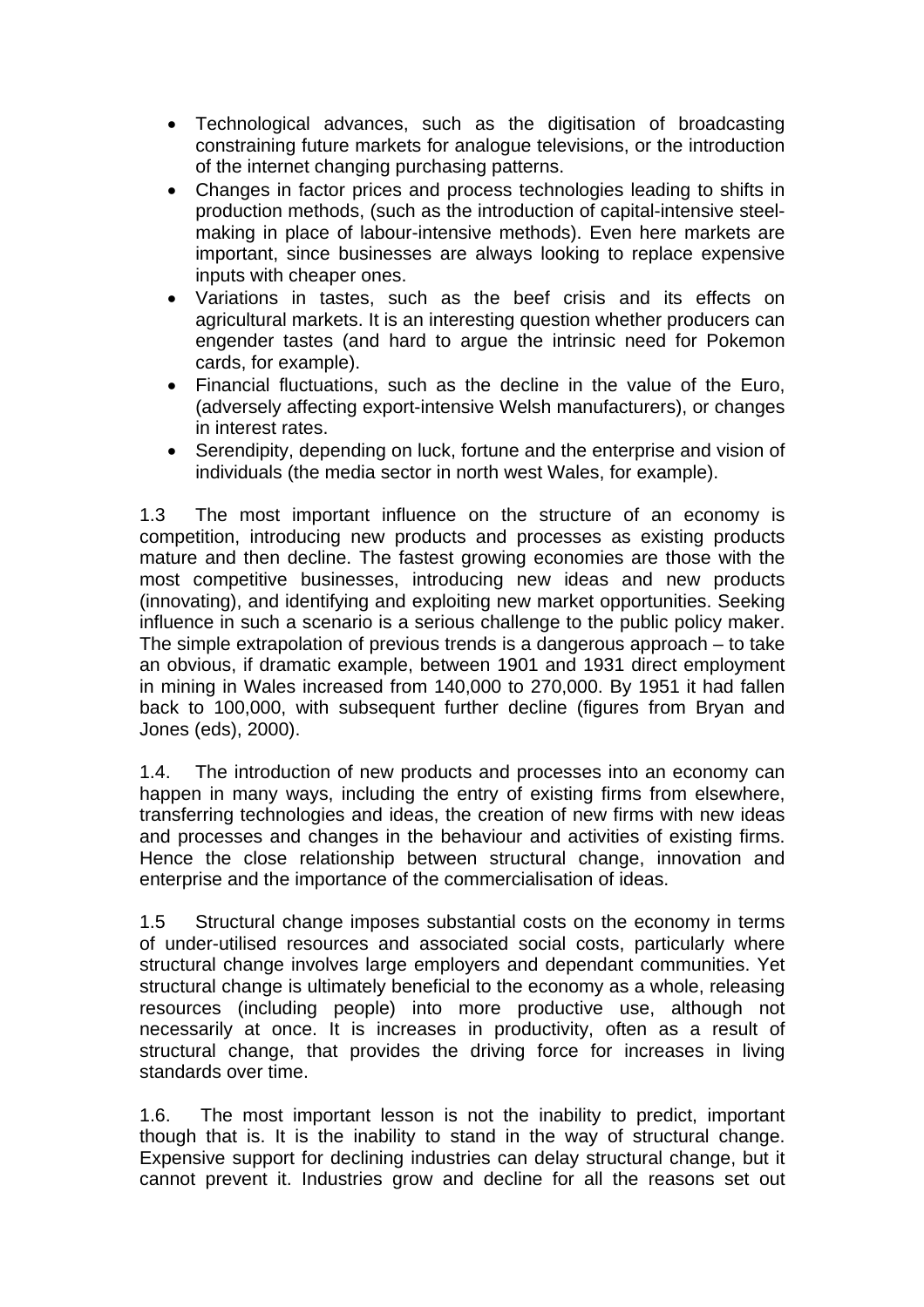- Technological advances, such as the digitisation of broadcasting constraining future markets for analogue televisions, or the introduction of the internet changing purchasing patterns.
- Changes in factor prices and process technologies leading to shifts in production methods, (such as the introduction of capital-intensive steel-making in place of labour-intensive methods). Even here markets are important, since businesses are always looking to replace expensive inputs with cheaper ones.
- Variations in tastes, such as the beef crisis and its effects on agricultural markets. It is an interesting question whether producers can engender tastes (and hard to argue the intrinsic need for Pokemon cards, for example).
- Financial fluctuations, such as the decline in the value of the Euro, (adversely affecting export-intensive Welsh manufacturers), or changes in interest rates.
- Serendipity, depending on luck, fortune and the enterprise and vision of individuals (the media sector in north west Wales, for example).

1.3 The most important influence on the structure of an economy is competition, introducing new products and processes as existing products mature and then decline. The fastest growing economies are those with the most competitive businesses, introducing new ideas and new products (innovating), and identifying and exploiting new market opportunities. Seeking influence in such a scenario is a serious challenge to the public policy maker. The simple extrapolation of previous trends is a dangerous approach – to take an obvious, if dramatic example, between 1901 and 1931 direct employment in mining in Wales increased from 140,000 to 270,000. By 1951 it had fallen back to 100,000, with subsequent further decline (figures from Bryan and Jones (eds), 2000).

1.4. The introduction of new products and processes into an economy can happen in many ways, including the entry of existing firms from elsewhere, transferring technologies and ideas, the creation of new firms with new ideas and processes and changes in the behaviour and activities of existing firms. Hence the close relationship between structural change, innovation and enterprise and the importance of the commercialisation of ideas.

1.5 Structural change imposes substantial costs on the economy in terms of under-utilised resources and associated social costs, particularly where structural change involves large employers and dependant communities. Yet structural change is ultimately beneficial to the economy as a whole, releasing resources (including people) into more productive use, although not necessarily at once. It is increases in productivity, often as a result of structural change, that provides the driving force for increases in living standards over time.

1.6. The most important lesson is not the inability to predict, important though that is. It is the inability to stand in the way of structural change. Expensive support for declining industries can delay structural change, but it cannot prevent it. Industries grow and decline for all the reasons set out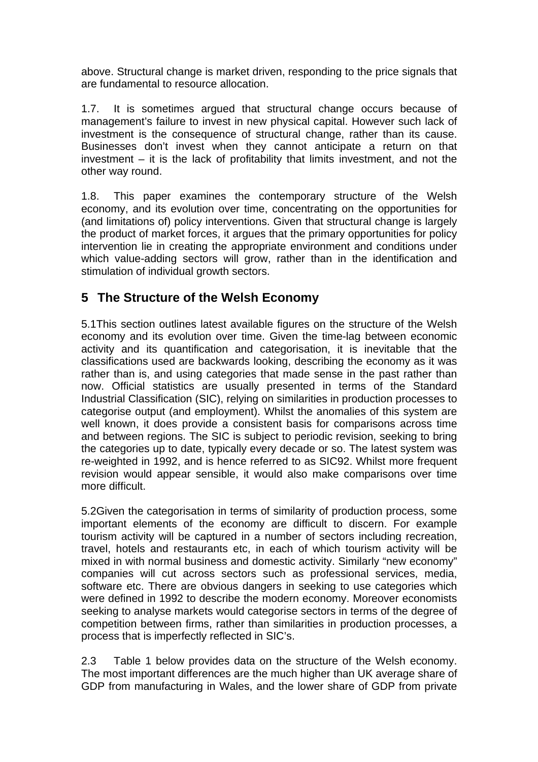above. Structural change is market driven, responding to the price signals that are fundamental to resource allocation.

1.7. It is sometimes argued that structural change occurs because of management's failure to invest in new physical capital. However such lack of investment is the consequence of structural change, rather than its cause. Businesses don't invest when they cannot anticipate a return on that investment – it is the lack of profitability that limits investment, and not the other way round.

1.8. This paper examines the contemporary structure of the Welsh economy, and its evolution over time, concentrating on the opportunities for (and limitations of) policy interventions. Given that structural change is largely the product of market forces, it argues that the primary opportunities for policy intervention lie in creating the appropriate environment and conditions under which value-adding sectors will grow, rather than in the identification and stimulation of individual growth sectors.

## 5 The Structure of the Welsh Economy

5.1This section outlines latest available figures on the structure of the Welsh economy and its evolution over time. Given the time-lag between economic activity and its quantification and categorisation, it is inevitable that the classifications used are backwards looking, describing the economy as it was rather than is, and using categories that made sense in the past rather than now. Official statistics are usually presented in terms of the Standard Industrial Classification (SIC), relying on similarities in production processes to categorise output (and employment). Whilst the anomalies of this system are well known, it does provide a consistent basis for comparisons across time and between regions. The SIC is subject to periodic revision, seeking to bring the categories up to date, typically every decade or so. The latest system was re-weighted in 1992, and is hence referred to as SIC92. Whilst more frequent revision would appear sensible, it would also make comparisons over time more difficult.

5.2Given the categorisation in terms of similarity of production process, some important elements of the economy are difficult to discern. For example tourism activity will be captured in a number of sectors including recreation, travel, hotels and restaurants etc, in each of which tourism activity will be mixed in with normal business and domestic activity. Similarly "new economy" companies will cut across sectors such as professional services, media, software etc. There are obvious dangers in seeking to use categories which were defined in 1992 to describe the modern economy. Moreover economists seeking to analyse markets would categorise sectors in terms of the degree of competition between firms, rather than similarities in production processes, a process that is imperfectly reflected in SIC's.

2.3 Table 1 below provides data on the structure of the Welsh economy. The most important differences are the much higher than UK average share of GDP from manufacturing in Wales, and the lower share of GDP from private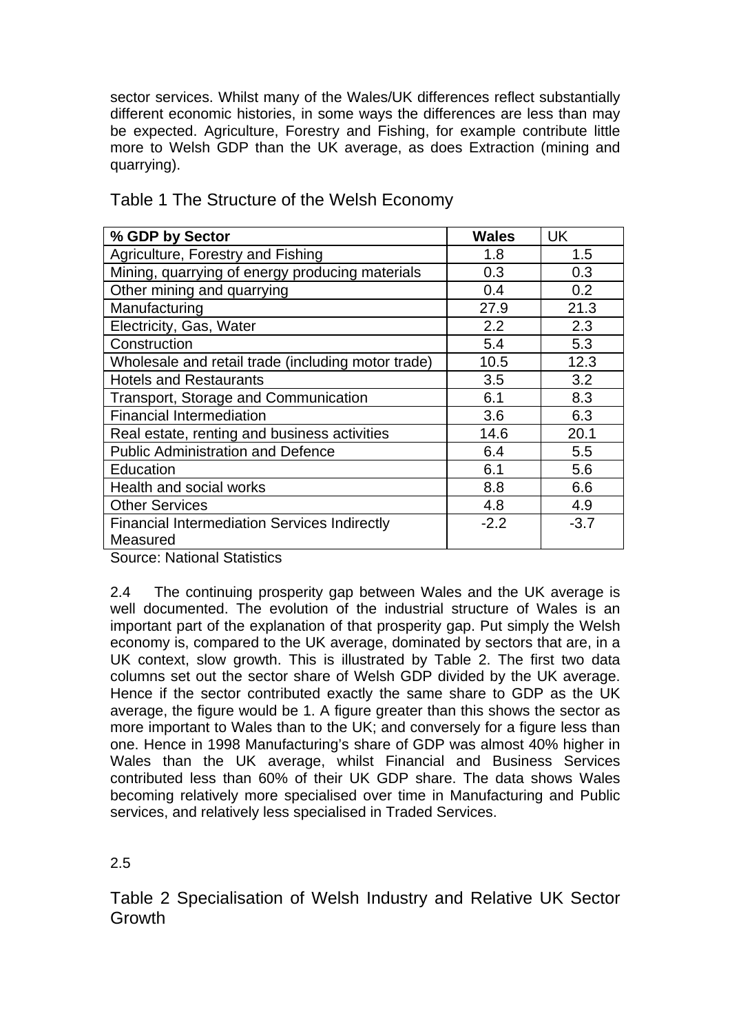sector services. Whilst many of the Wales/UK differences reflect substantially different economic histories, in some ways the differences are less than may be expected. Agriculture, Forestry and Fishing, for example contribute little more to Welsh GDP than the UK average, as does Extraction (mining and quarrying).

Table 1 The Structure of the Welsh Economy

| **% GDP by Sector** | **Wales** | UK |
|---|---|---|
| Agriculture, Forestry and Fishing | 1.8 | 1.5 |
| Mining, quarrying of energy producing materials | 0.3 | 0.3 |
| Other mining and quarrying | 0.4 | 0.2 |
| Manufacturing | 27.9 | 21.3 |
| Electricity, Gas, Water | 2.2 | 2.3 |
| Construction | 5.4 | 5.3 |
| Wholesale and retail trade (including motor trade) | 10.5 | 12.3 |
| Hotels and Restaurants | 3.5 | 3.2 |
| Transport, Storage and Communication | 6.1 | 8.3 |
| Financial Intermediation | 3.6 | 6.3 |
| Real estate, renting and business activities | 14.6 | 20.1 |
| Public Administration and Defence | 6.4 | 5.5 |
| Education | 6.1 | 5.6 |
| Health and social works | 8.8 | 6.6 |
| Other Services | 4.8 | 4.9 |
| Financial Intermediation Services Indirectly Measured | -2.2 | -3.7 |

Source: National Statistics

2.4 The continuing prosperity gap between Wales and the UK average is well documented. The evolution of the industrial structure of Wales is an important part of the explanation of that prosperity gap. Put simply the Welsh economy is, compared to the UK average, dominated by sectors that are, in a UK context, slow growth. This is illustrated by Table 2. The first two data columns set out the sector share of Welsh GDP divided by the UK average. Hence if the sector contributed exactly the same share to GDP as the UK average, the figure would be 1. A figure greater than this shows the sector as more important to Wales than to the UK; and conversely for a figure less than one. Hence in 1998 Manufacturing's share of GDP was almost 40% higher in Wales than the UK average, whilst Financial and Business Services contributed less than 60% of their UK GDP share. The data shows Wales becoming relatively more specialised over time in Manufacturing and Public services, and relatively less specialised in Traded Services.

2.5

Table 2 Specialisation of Welsh Industry and Relative UK Sector Growth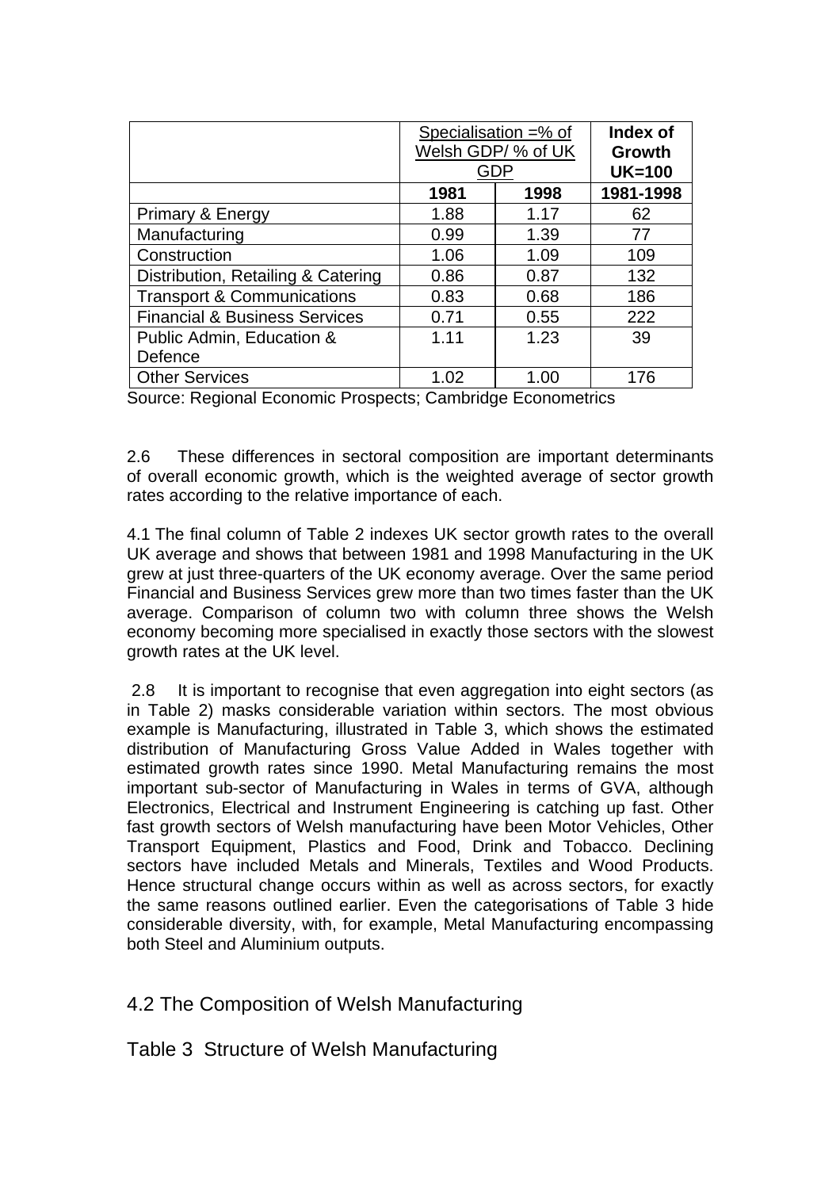| | Specialisation =% of Welsh GDP/ % of UK GDP | | **Index of Growth UK=100** |
|---|---|---|---|
| | **1981** | **1998** | **1981-1998** |
| Primary & Energy | 1.88 | 1.17 | 62 |
| Manufacturing | 0.99 | 1.39 | 77 |
| Construction | 1.06 | 1.09 | 109 |
| Distribution, Retailing & Catering | 0.86 | 0.87 | 132 |
| Transport & Communications | 0.83 | 0.68 | 186 |
| Financial & Business Services | 0.71 | 0.55 | 222 |
| Public Admin, Education & Defence | 1.11 | 1.23 | 39 |
| Other Services | 1.02 | 1.00 | 176 |

Source: Regional Economic Prospects; Cambridge Econometrics

2.6 These differences in sectoral composition are important determinants of overall economic growth, which is the weighted average of sector growth rates according to the relative importance of each.

4.1 The final column of Table 2 indexes UK sector growth rates to the overall UK average and shows that between 1981 and 1998 Manufacturing in the UK grew at just three-quarters of the UK economy average. Over the same period Financial and Business Services grew more than two times faster than the UK average. Comparison of column two with column three shows the Welsh economy becoming more specialised in exactly those sectors with the slowest growth rates at the UK level.

2.8 It is important to recognise that even aggregation into eight sectors (as in Table 2) masks considerable variation within sectors. The most obvious example is Manufacturing, illustrated in Table 3, which shows the estimated distribution of Manufacturing Gross Value Added in Wales together with estimated growth rates since 1990. Metal Manufacturing remains the most important sub-sector of Manufacturing in Wales in terms of GVA, although Electronics, Electrical and Instrument Engineering is catching up fast. Other fast growth sectors of Welsh manufacturing have been Motor Vehicles, Other Transport Equipment, Plastics and Food, Drink and Tobacco. Declining sectors have included Metals and Minerals, Textiles and Wood Products. Hence structural change occurs within as well as across sectors, for exactly the same reasons outlined earlier. Even the categorisations of Table 3 hide considerable diversity, with, for example, Metal Manufacturing encompassing both Steel and Aluminium outputs.

## 4.2 The Composition of Welsh Manufacturing

Table 3 Structure of Welsh Manufacturing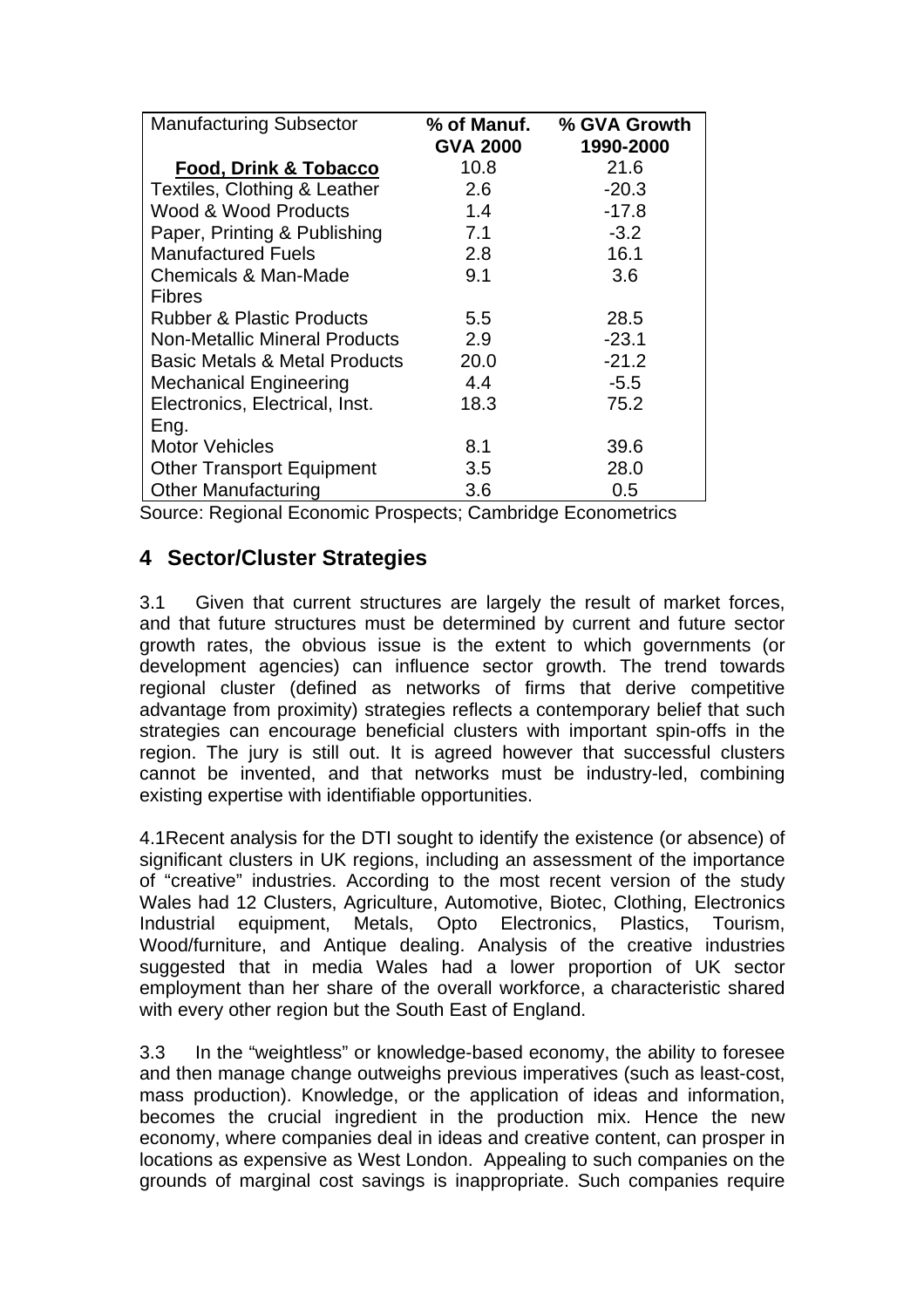| Manufacturing Subsector | % of Manuf. GVA 2000 | % GVA Growth 1990-2000 |
|---|---|---|
| **Food, Drink & Tobacco** | 10.8 | 21.6 |
| Textiles, Clothing & Leather | 2.6 | -20.3 |
| Wood & Wood Products | 1.4 | -17.8 |
| Paper, Printing & Publishing | 7.1 | -3.2 |
| Manufactured Fuels | 2.8 | 16.1 |
| Chemicals & Man-Made Fibres | 9.1 | 3.6 |
| Rubber & Plastic Products | 5.5 | 28.5 |
| Non-Metallic Mineral Products | 2.9 | -23.1 |
| Basic Metals & Metal Products | 20.0 | -21.2 |
| Mechanical Engineering | 4.4 | -5.5 |
| Electronics, Electrical, Inst. Eng. | 18.3 | 75.2 |
| Motor Vehicles | 8.1 | 39.6 |
| Other Transport Equipment | 3.5 | 28.0 |
| Other Manufacturing | 3.6 | 0.5 |

Source: Regional Economic Prospects; Cambridge Econometrics

## 4 Sector/Cluster Strategies

3.1 Given that current structures are largely the result of market forces, and that future structures must be determined by current and future sector growth rates, the obvious issue is the extent to which governments (or development agencies) can influence sector growth. The trend towards regional cluster (defined as networks of firms that derive competitive advantage from proximity) strategies reflects a contemporary belief that such strategies can encourage beneficial clusters with important spin-offs in the region. The jury is still out. It is agreed however that successful clusters cannot be invented, and that networks must be industry-led, combining existing expertise with identifiable opportunities.

4.1Recent analysis for the DTI sought to identify the existence (or absence) of significant clusters in UK regions, including an assessment of the importance of "creative" industries. According to the most recent version of the study Wales had 12 Clusters, Agriculture, Automotive, Biotec, Clothing, Electronics Industrial equipment, Metals, Opto Electronics, Plastics, Tourism, Wood/furniture, and Antique dealing. Analysis of the creative industries suggested that in media Wales had a lower proportion of UK sector employment than her share of the overall workforce, a characteristic shared with every other region but the South East of England.

3.3 In the "weightless" or knowledge-based economy, the ability to foresee and then manage change outweighs previous imperatives (such as least-cost, mass production). Knowledge, or the application of ideas and information, becomes the crucial ingredient in the production mix. Hence the new economy, where companies deal in ideas and creative content, can prosper in locations as expensive as West London. Appealing to such companies on the grounds of marginal cost savings is inappropriate. Such companies require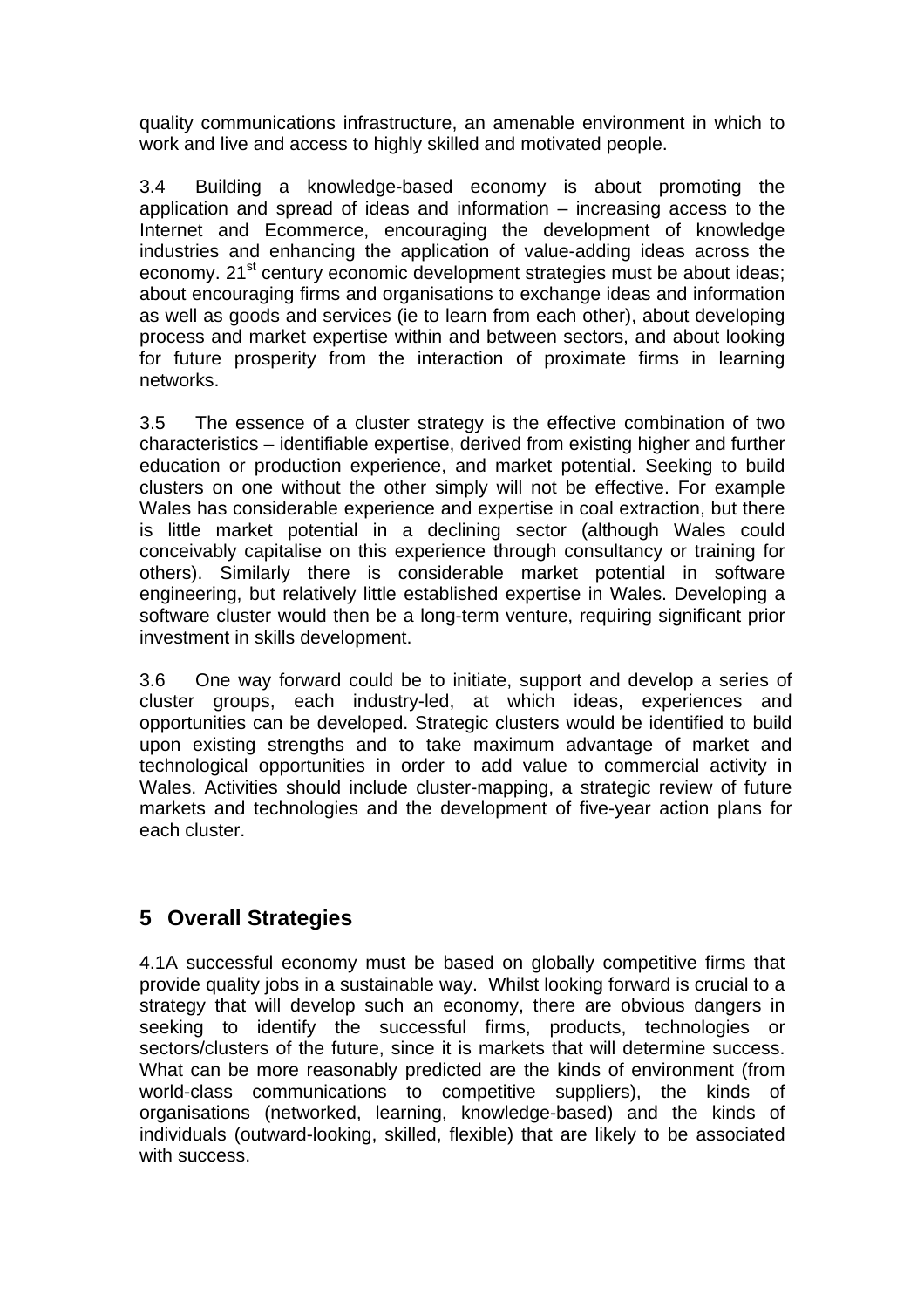quality communications infrastructure, an amenable environment in which to work and live and access to highly skilled and motivated people.

3.4 Building a knowledge-based economy is about promoting the application and spread of ideas and information – increasing access to the Internet and Ecommerce, encouraging the development of knowledge industries and enhancing the application of value-adding ideas across the economy. 21st century economic development strategies must be about ideas; about encouraging firms and organisations to exchange ideas and information as well as goods and services (ie to learn from each other), about developing process and market expertise within and between sectors, and about looking for future prosperity from the interaction of proximate firms in learning networks.

3.5 The essence of a cluster strategy is the effective combination of two characteristics – identifiable expertise, derived from existing higher and further education or production experience, and market potential. Seeking to build clusters on one without the other simply will not be effective. For example Wales has considerable experience and expertise in coal extraction, but there is little market potential in a declining sector (although Wales could conceivably capitalise on this experience through consultancy or training for others). Similarly there is considerable market potential in software engineering, but relatively little established expertise in Wales. Developing a software cluster would then be a long-term venture, requiring significant prior investment in skills development.

3.6 One way forward could be to initiate, support and develop a series of cluster groups, each industry-led, at which ideas, experiences and opportunities can be developed. Strategic clusters would be identified to build upon existing strengths and to take maximum advantage of market and technological opportunities in order to add value to commercial activity in Wales. Activities should include cluster-mapping, a strategic review of future markets and technologies and the development of five-year action plans for each cluster.

## 5 Overall Strategies

4.1A successful economy must be based on globally competitive firms that provide quality jobs in a sustainable way. Whilst looking forward is crucial to a strategy that will develop such an economy, there are obvious dangers in seeking to identify the successful firms, products, technologies or sectors/clusters of the future, since it is markets that will determine success. What can be more reasonably predicted are the kinds of environment (from world-class communications to competitive suppliers), the kinds of organisations (networked, learning, knowledge-based) and the kinds of individuals (outward-looking, skilled, flexible) that are likely to be associated with success.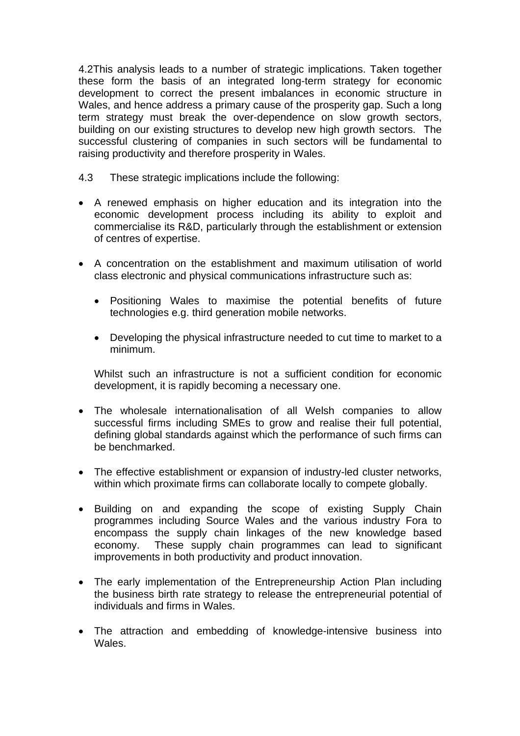4.2This analysis leads to a number of strategic implications. Taken together these form the basis of an integrated long-term strategy for economic development to correct the present imbalances in economic structure in Wales, and hence address a primary cause of the prosperity gap. Such a long term strategy must break the over-dependence on slow growth sectors, building on our existing structures to develop new high growth sectors. The successful clustering of companies in such sectors will be fundamental to raising productivity and therefore prosperity in Wales.

4.3 These strategic implications include the following:

- A renewed emphasis on higher education and its integration into the economic development process including its ability to exploit and commercialise its R&D, particularly through the establishment or extension of centres of expertise.

- A concentration on the establishment and maximum utilisation of world class electronic and physical communications infrastructure such as:

  - Positioning Wales to maximise the potential benefits of future technologies e.g. third generation mobile networks.

  - Developing the physical infrastructure needed to cut time to market to a minimum.

  Whilst such an infrastructure is not a sufficient condition for economic development, it is rapidly becoming a necessary one.

- The wholesale internationalisation of all Welsh companies to allow successful firms including SMEs to grow and realise their full potential, defining global standards against which the performance of such firms can be benchmarked.

- The effective establishment or expansion of industry-led cluster networks, within which proximate firms can collaborate locally to compete globally.

- Building on and expanding the scope of existing Supply Chain programmes including Source Wales and the various industry Fora to encompass the supply chain linkages of the new knowledge based economy. These supply chain programmes can lead to significant improvements in both productivity and product innovation.

- The early implementation of the Entrepreneurship Action Plan including the business birth rate strategy to release the entrepreneurial potential of individuals and firms in Wales.

- The attraction and embedding of knowledge-intensive business into Wales.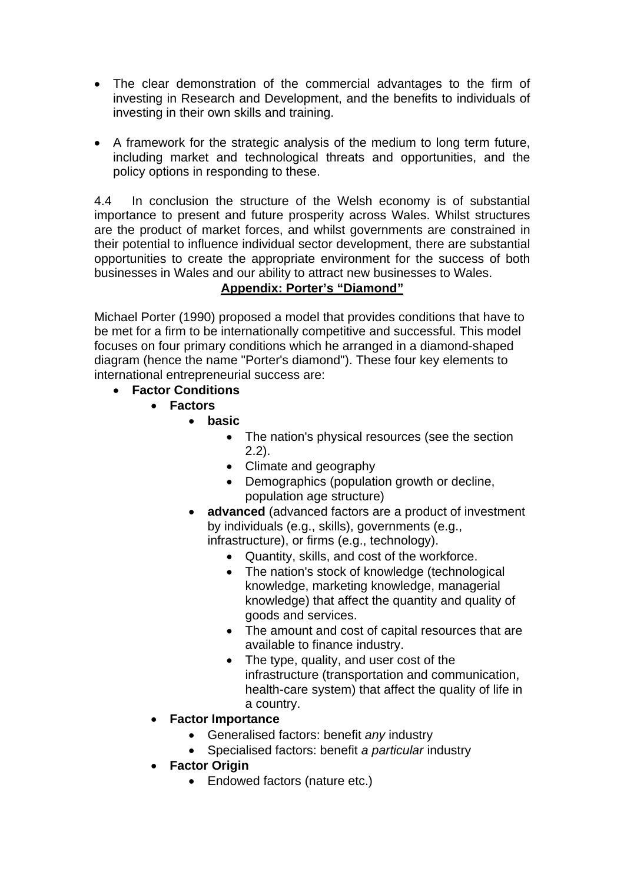- The clear demonstration of the commercial advantages to the firm of investing in Research and Development, and the benefits to individuals of investing in their own skills and training.

- A framework for the strategic analysis of the medium to long term future, including market and technological threats and opportunities, and the policy options in responding to these.

4.4 In conclusion the structure of the Welsh economy is of substantial importance to present and future prosperity across Wales. Whilst structures are the product of market forces, and whilst governments are constrained in their potential to influence individual sector development, there are substantial opportunities to create the appropriate environment for the success of both businesses in Wales and our ability to attract new businesses to Wales.

## **Appendix: Porter's "Diamond"**

Michael Porter (1990) proposed a model that provides conditions that have to be met for a firm to be internationally competitive and successful. This model focuses on four primary conditions which he arranged in a diamond-shaped diagram (hence the name "Porter's diamond"). These four key elements to international entrepreneurial success are:

- **Factor Conditions**
  - **Factors**
    - **basic**
      - The nation's physical resources (see the section 2.2).
      - Climate and geography
      - Demographics (population growth or decline, population age structure)
    - **advanced** (advanced factors are a product of investment by individuals (e.g., skills), governments (e.g., infrastructure), or firms (e.g., technology).
      - Quantity, skills, and cost of the workforce.
      - The nation's stock of knowledge (technological knowledge, marketing knowledge, managerial knowledge) that affect the quantity and quality of goods and services.
      - The amount and cost of capital resources that are available to finance industry.
      - The type, quality, and user cost of the infrastructure (transportation and communication, health-care system) that affect the quality of life in a country.
  - **Factor Importance**
    - Generalised factors: benefit *any* industry
    - Specialised factors: benefit *a particular* industry
  - **Factor Origin**
    - Endowed factors (nature etc.)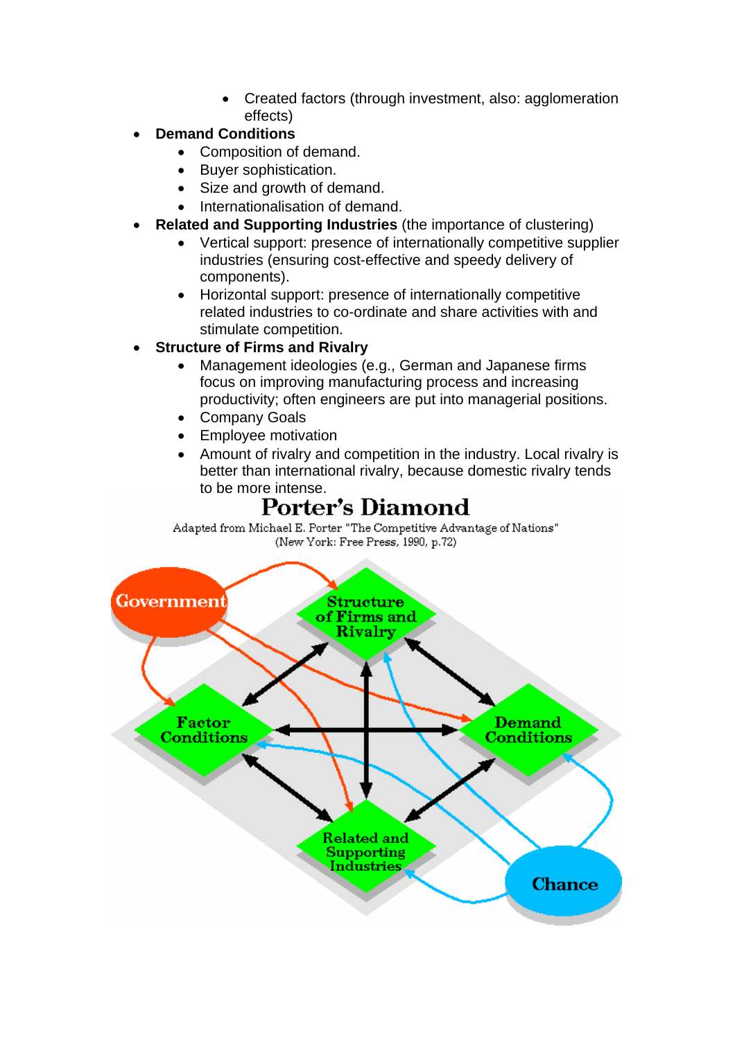- Created factors (through investment, also: agglomeration effects)
- **Demand Conditions**
  - Composition of demand.
  - Buyer sophistication.
  - Size and growth of demand.
  - Internationalisation of demand.
- **Related and Supporting Industries** (the importance of clustering)
  - Vertical support: presence of internationally competitive supplier industries (ensuring cost-effective and speedy delivery of components).
  - Horizontal support: presence of internationally competitive related industries to co-ordinate and share activities with and stimulate competition.
- **Structure of Firms and Rivalry**
  - Management ideologies (e.g., German and Japanese firms focus on improving manufacturing process and increasing productivity; often engineers are put into managerial positions.
  - Company Goals
  - Employee motivation
  - Amount of rivalry and competition in the industry. Local rivalry is better than international rivalry, because domestic rivalry tends to be more intense.

## Porter's Diamond

Adapted from Michael E. Porter "The Competitive Advantage of Nations" (New York: Free Press, 1990, p.72)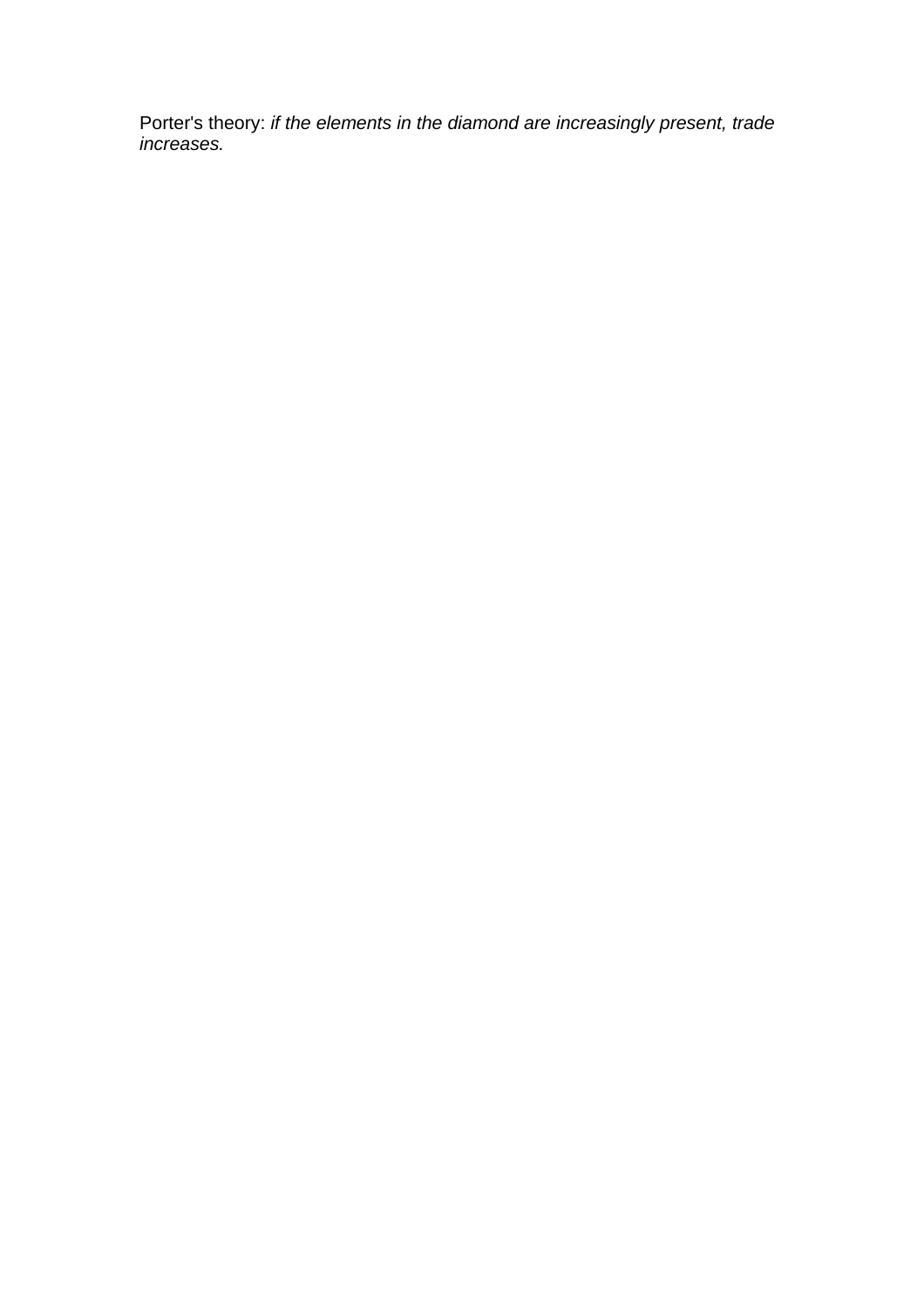Porter's theory: *if the elements in the diamond are increasingly present, trade increases.*